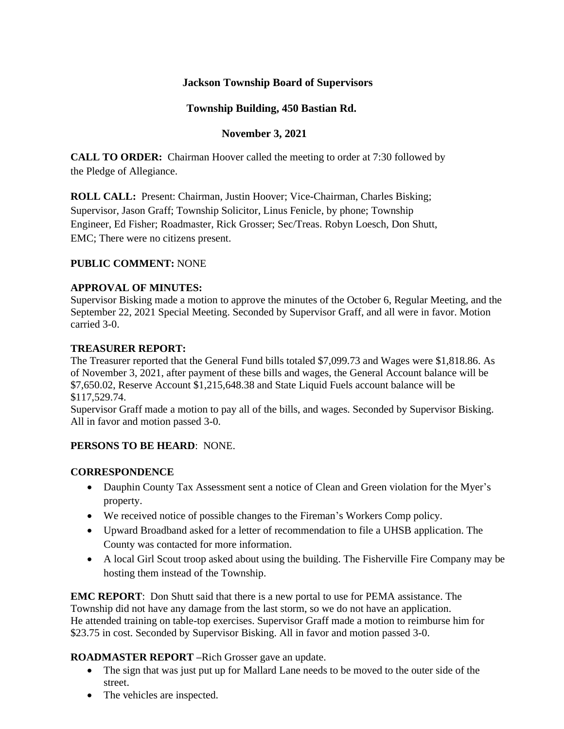**Jackson Township Board of Supervisors**

**Township Building, 450 Bastian Rd.**

**November 3, 2021**

**CALL TO ORDER:** Chairman Hoover called the meeting to order at 7:30 followed by the Pledge of Allegiance.

**ROLL CALL:** Present: Chairman, Justin Hoover; Vice-Chairman, Charles Bisking; Supervisor, Jason Graff; Township Solicitor, Linus Fenicle, by phone; Township Engineer, Ed Fisher; Roadmaster, Rick Grosser; Sec/Treas. Robyn Loesch, Don Shutt, EMC; There were no citizens present.

**PUBLIC COMMENT:** NONE

**APPROVAL OF MINUTES:**

Supervisor Bisking made a motion to approve the minutes of the October 6, Regular Meeting, and the September 22, 2021 Special Meeting. Seconded by Supervisor Graff, and all were in favor. Motion carried 3-0.

**TREASURER REPORT:**

The Treasurer reported that the General Fund bills totaled $7,099.73 and Wages were $1,818.86. As of November 3, 2021, after payment of these bills and wages, the General Account balance will be $7,650.02, Reserve Account $1,215,648.38 and State Liquid Fuels account balance will be $117,529.74.

Supervisor Graff made a motion to pay all of the bills, and wages. Seconded by Supervisor Bisking. All in favor and motion passed 3-0.

**PERSONS TO BE HEARD**: NONE.

**CORRESPONDENCE**

- Dauphin County Tax Assessment sent a notice of Clean and Green violation for the Myer's property.
- We received notice of possible changes to the Fireman's Workers Comp policy.
- Upward Broadband asked for a letter of recommendation to file a UHSB application. The County was contacted for more information.
- A local Girl Scout troop asked about using the building. The Fisherville Fire Company may be hosting them instead of the Township.

**EMC REPORT**: Don Shutt said that there is a new portal to use for PEMA assistance. The Township did not have any damage from the last storm, so we do not have an application. He attended training on table-top exercises. Supervisor Graff made a motion to reimburse him for $23.75 in cost. Seconded by Supervisor Bisking. All in favor and motion passed 3-0.

**ROADMASTER REPORT** –Rich Grosser gave an update.

- The sign that was just put up for Mallard Lane needs to be moved to the outer side of the street.
- The vehicles are inspected.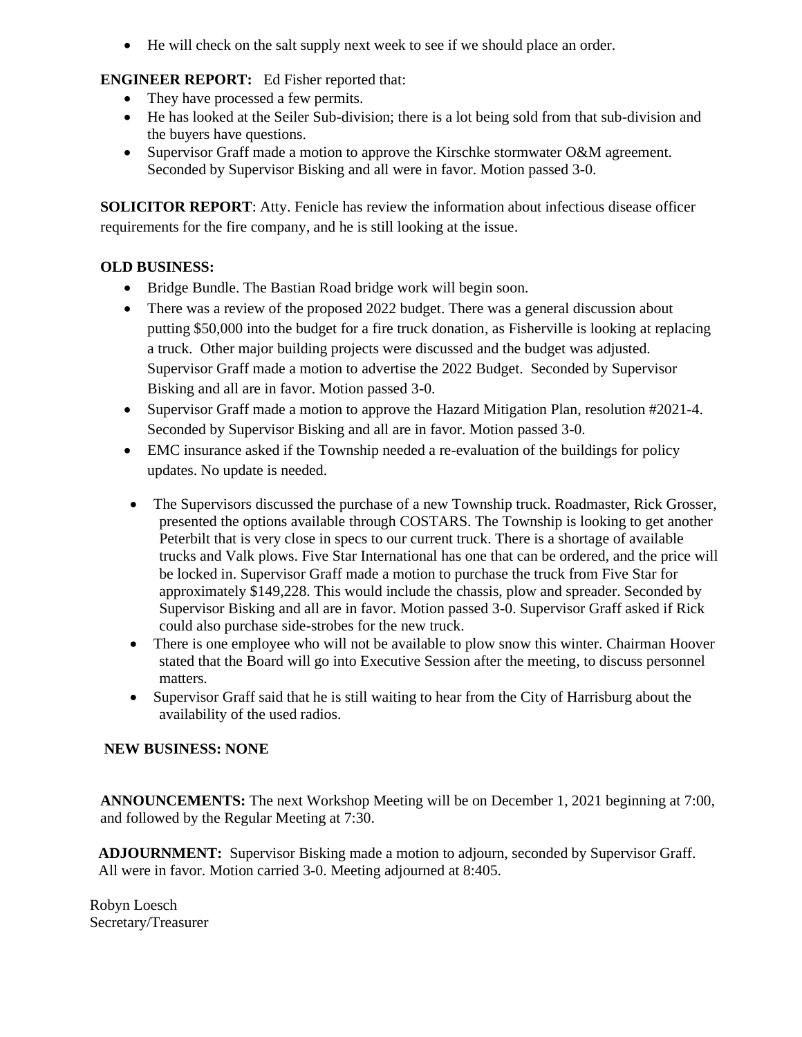- He will check on the salt supply next week to see if we should place an order.

**ENGINEER REPORT:** Ed Fisher reported that:

- They have processed a few permits.
- He has looked at the Seiler Sub-division; there is a lot being sold from that sub-division and the buyers have questions.
- Supervisor Graff made a motion to approve the Kirschke stormwater O&M agreement. Seconded by Supervisor Bisking and all were in favor. Motion passed 3-0.

**SOLICITOR REPORT**: Atty. Fenicle has review the information about infectious disease officer requirements for the fire company, and he is still looking at the issue.

**OLD BUSINESS:**

- Bridge Bundle. The Bastian Road bridge work will begin soon.
- There was a review of the proposed 2022 budget. There was a general discussion about putting $50,000 into the budget for a fire truck donation, as Fisherville is looking at replacing a truck. Other major building projects were discussed and the budget was adjusted. Supervisor Graff made a motion to advertise the 2022 Budget. Seconded by Supervisor Bisking and all are in favor. Motion passed 3-0.
- Supervisor Graff made a motion to approve the Hazard Mitigation Plan, resolution #2021-4. Seconded by Supervisor Bisking and all are in favor. Motion passed 3-0.
- EMC insurance asked if the Township needed a re-evaluation of the buildings for policy updates. No update is needed.
- The Supervisors discussed the purchase of a new Township truck. Roadmaster, Rick Grosser, presented the options available through COSTARS. The Township is looking to get another Peterbilt that is very close in specs to our current truck. There is a shortage of available trucks and Valk plows. Five Star International has one that can be ordered, and the price will be locked in. Supervisor Graff made a motion to purchase the truck from Five Star for approximately $149,228. This would include the chassis, plow and spreader. Seconded by Supervisor Bisking and all are in favor. Motion passed 3-0. Supervisor Graff asked if Rick could also purchase side-strobes for the new truck.
- There is one employee who will not be available to plow snow this winter. Chairman Hoover stated that the Board will go into Executive Session after the meeting, to discuss personnel matters.
- Supervisor Graff said that he is still waiting to hear from the City of Harrisburg about the availability of the used radios.

**NEW BUSINESS: NONE**

**ANNOUNCEMENTS:** The next Workshop Meeting will be on December 1, 2021 beginning at 7:00, and followed by the Regular Meeting at 7:30.

**ADJOURNMENT:** Supervisor Bisking made a motion to adjourn, seconded by Supervisor Graff. All were in favor. Motion carried 3-0. Meeting adjourned at 8:405.

Robyn Loesch
Secretary/Treasurer